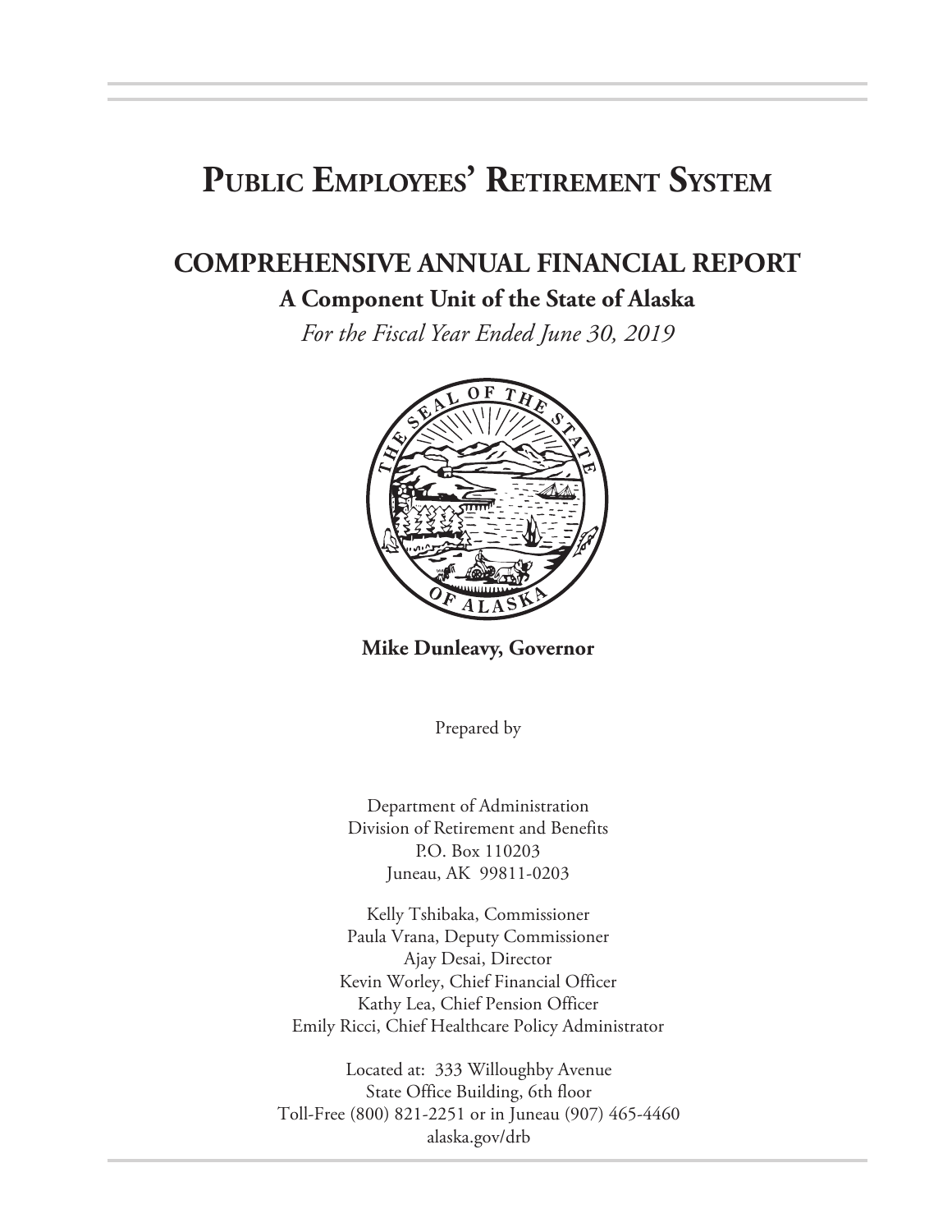# PUBLIC EMPLOYEES' RETIREMENT SYSTEM

## COMPREHENSIVE ANNUAL FINANCIAL REPORT

### A Component Unit of the State of Alaska

*For the Fiscal Year Ended June 30, 2019*

**Mike Dunleavy, Governor**

Prepared by

Department of Administration
Division of Retirement and Benefits
P.O. Box 110203
Juneau, AK 99811-0203

Kelly Tshibaka, Commissioner
Paula Vrana, Deputy Commissioner
Ajay Desai, Director
Kevin Worley, Chief Financial Officer
Kathy Lea, Chief Pension Officer
Emily Ricci, Chief Healthcare Policy Administrator

Located at: 333 Willoughby Avenue
State Office Building, 6th floor
Toll-Free (800) 821-2251 or in Juneau (907) 465-4460
alaska.gov/drb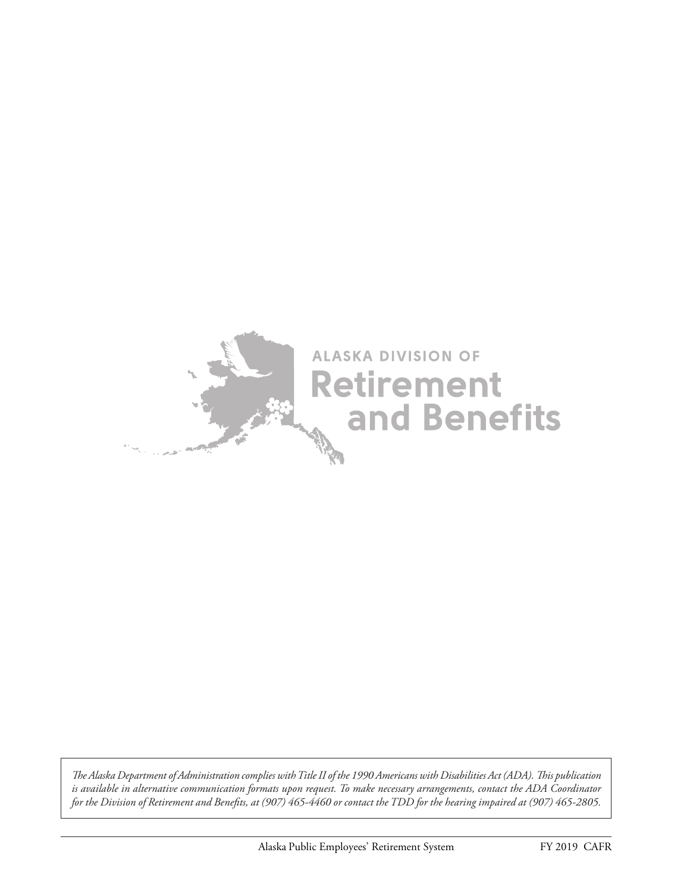ALASKA DIVISION OF

Retirement and Benefits

*The Alaska Department of Administration complies with Title II of the 1990 Americans with Disabilities Act (ADA). This publication is available in alternative communication formats upon request. To make necessary arrangements, contact the ADA Coordinator for the Division of Retirement and Benefits, at (907) 465-4460 or contact the TDD for the hearing impaired at (907) 465-2805.*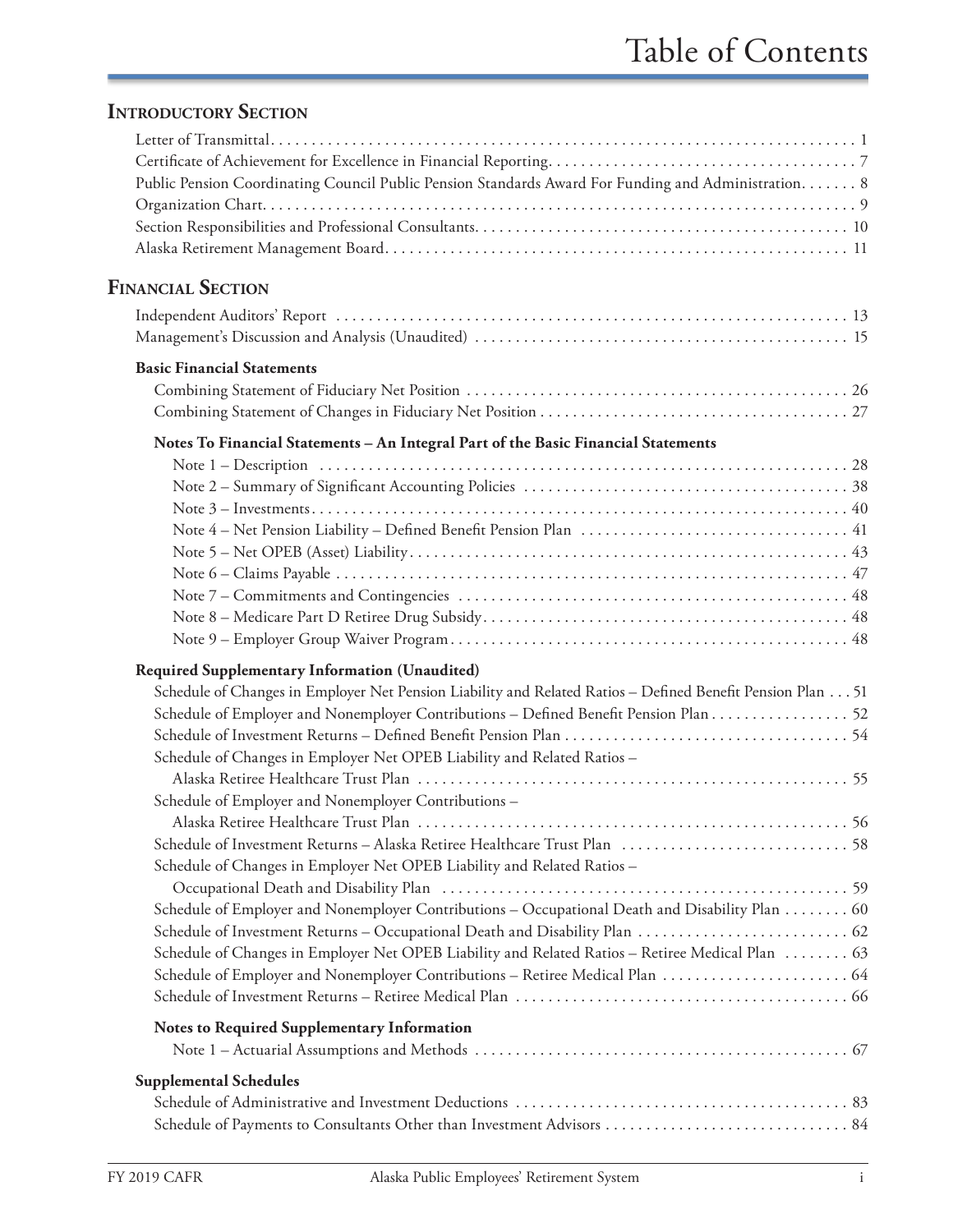# Table of Contents

## Introductory Section

Letter of Transmittal . . . . . 1
Certificate of Achievement for Excellence in Financial Reporting . . . . . 7
Public Pension Coordinating Council Public Pension Standards Award For Funding and Administration . . . . . 8
Organization Chart . . . . . 9
Section Responsibilities and Professional Consultants . . . . . 10
Alaska Retirement Management Board . . . . . 11

## Financial Section

Independent Auditors' Report . . . . . 13
Management's Discussion and Analysis (Unaudited) . . . . . 15

### Basic Financial Statements

Combining Statement of Fiduciary Net Position . . . . . 26
Combining Statement of Changes in Fiduciary Net Position . . . . . 27

#### Notes To Financial Statements – An Integral Part of the Basic Financial Statements

Note 1 – Description . . . . . 28
Note 2 – Summary of Significant Accounting Policies . . . . . 38
Note 3 – Investments . . . . . 40
Note 4 – Net Pension Liability – Defined Benefit Pension Plan . . . . . 41
Note 5 – Net OPEB (Asset) Liability . . . . . 43
Note 6 – Claims Payable . . . . . 47
Note 7 – Commitments and Contingencies . . . . . 48
Note 8 – Medicare Part D Retiree Drug Subsidy . . . . . 48
Note 9 – Employer Group Waiver Program . . . . . 48

### Required Supplementary Information (Unaudited)

Schedule of Changes in Employer Net Pension Liability and Related Ratios – Defined Benefit Pension Plan . . . 51
Schedule of Employer and Nonemployer Contributions – Defined Benefit Pension Plan . . . . . 52
Schedule of Investment Returns – Defined Benefit Pension Plan . . . . . 54
Schedule of Changes in Employer Net OPEB Liability and Related Ratios – Alaska Retiree Healthcare Trust Plan . . . . . 55
Schedule of Employer and Nonemployer Contributions – Alaska Retiree Healthcare Trust Plan . . . . . 56
Schedule of Investment Returns – Alaska Retiree Healthcare Trust Plan . . . . . 58
Schedule of Changes in Employer Net OPEB Liability and Related Ratios – Occupational Death and Disability Plan . . . . . 59
Schedule of Employer and Nonemployer Contributions – Occupational Death and Disability Plan . . . . . 60
Schedule of Investment Returns – Occupational Death and Disability Plan . . . . . 62
Schedule of Changes in Employer Net OPEB Liability and Related Ratios – Retiree Medical Plan . . . . . 63
Schedule of Employer and Nonemployer Contributions – Retiree Medical Plan . . . . . 64
Schedule of Investment Returns – Retiree Medical Plan . . . . . 66

#### Notes to Required Supplementary Information

Note 1 – Actuarial Assumptions and Methods . . . . . 67

### Supplemental Schedules

Schedule of Administrative and Investment Deductions . . . . . 83
Schedule of Payments to Consultants Other than Investment Advisors . . . . . 84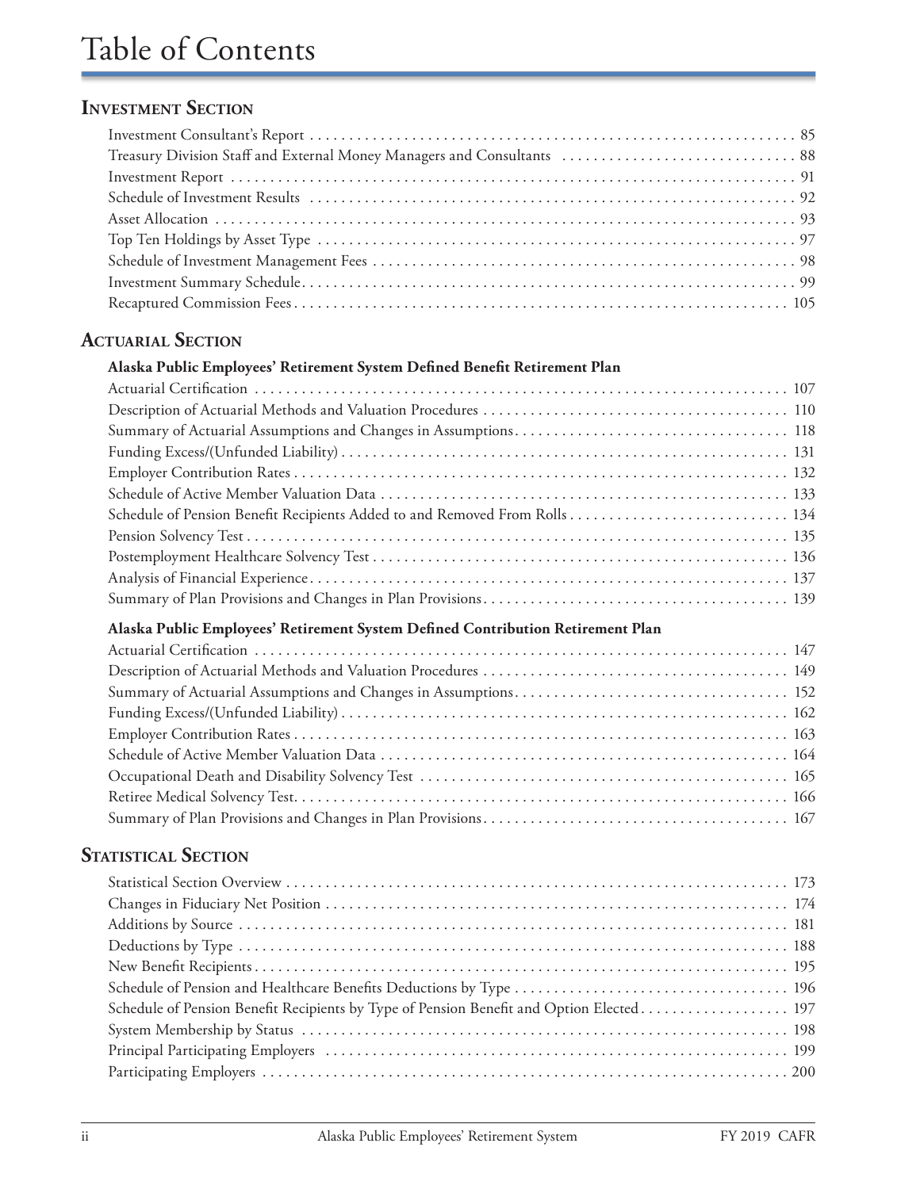# Table of Contents

## Investment Section

| | |
|---|---|
| Investment Consultant's Report | 85 |
| Treasury Division Staff and External Money Managers and Consultants | 88 |
| Investment Report | 91 |
| Schedule of Investment Results | 92 |
| Asset Allocation | 93 |
| Top Ten Holdings by Asset Type | 97 |
| Schedule of Investment Management Fees | 98 |
| Investment Summary Schedule | 99 |
| Recaptured Commission Fees | 105 |

## Actuarial Section

### Alaska Public Employees' Retirement System Defined Benefit Retirement Plan

| | |
|---|---|
| Actuarial Certification | 107 |
| Description of Actuarial Methods and Valuation Procedures | 110 |
| Summary of Actuarial Assumptions and Changes in Assumptions | 118 |
| Funding Excess/(Unfunded Liability) | 131 |
| Employer Contribution Rates | 132 |
| Schedule of Active Member Valuation Data | 133 |
| Schedule of Pension Benefit Recipients Added to and Removed From Rolls | 134 |
| Pension Solvency Test | 135 |
| Postemployment Healthcare Solvency Test | 136 |
| Analysis of Financial Experience | 137 |
| Summary of Plan Provisions and Changes in Plan Provisions | 139 |

### Alaska Public Employees' Retirement System Defined Contribution Retirement Plan

| | |
|---|---|
| Actuarial Certification | 147 |
| Description of Actuarial Methods and Valuation Procedures | 149 |
| Summary of Actuarial Assumptions and Changes in Assumptions | 152 |
| Funding Excess/(Unfunded Liability) | 162 |
| Employer Contribution Rates | 163 |
| Schedule of Active Member Valuation Data | 164 |
| Occupational Death and Disability Solvency Test | 165 |
| Retiree Medical Solvency Test | 166 |
| Summary of Plan Provisions and Changes in Plan Provisions | 167 |

## Statistical Section

| | |
|---|---|
| Statistical Section Overview | 173 |
| Changes in Fiduciary Net Position | 174 |
| Additions by Source | 181 |
| Deductions by Type | 188 |
| New Benefit Recipients | 195 |
| Schedule of Pension and Healthcare Benefits Deductions by Type | 196 |
| Schedule of Pension Benefit Recipients by Type of Pension Benefit and Option Elected | 197 |
| System Membership by Status | 198 |
| Principal Participating Employers | 199 |
| Participating Employers | 200 |